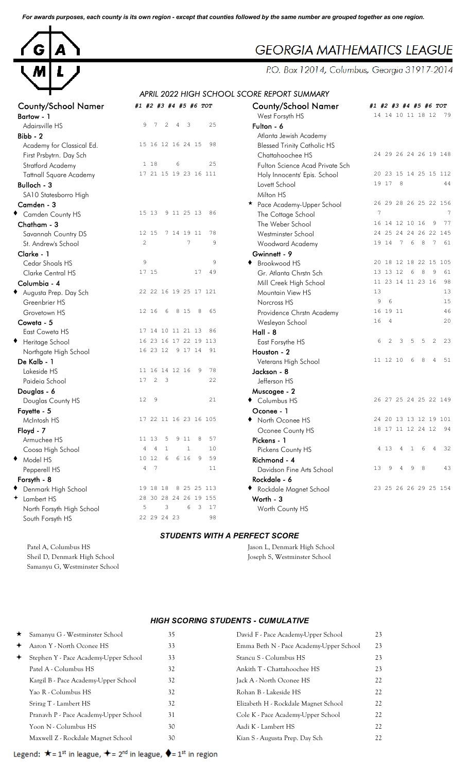*For awards purposes, each county is its own region - except that counties followed by the same number are grouped together as one region.*

# GEORGIA MATHEMATICS LEAGUE

P.O. Box 12014, Columbus, Georgia 31917-2014

## APRIL 2022 HIGH SCHOOL SCORE REPORT SUMMARY

| County/School Namer | #1 | #2 | #3 | #4 | #5 | #6 | TOT |
|---|---|---|---|---|---|---|---|
| **Bartow - 1** | | | | | | | |
| Adairsville HS | 9 | 7 | 2 | 4 | 3 | | 25 |
| **Bibb - 2** | | | | | | | |
| Academy for Classical Ed. | 15 | 16 | 12 | 16 | 24 | 15 | 98 |
| First Prsbytrn. Day Sch | | | | | | | |
| Stratford Academy | 1 | 18 | 6 | | | | 25 |
| Tattnall Square Academy | 17 | 21 | 15 | 19 | 23 | 16 | 111 |
| **Bulloch - 3** | | | | | | | |
| SA10 Statesborro High | | | | | | | |
| **Camden - 3** | | | | | | | |
| ♦ Camden County HS | 15 | 13 | 9 | 11 | 25 | 13 | 86 |
| **Chatham - 3** | | | | | | | |
| Savannah Country DS | 12 | 15 | 7 | 14 | 19 | 11 | 78 |
| St. Andrew's School | 2 | | | | 7 | | 9 |
| **Clarke - 1** | | | | | | | |
| Cedar Shoals HS | 9 | | | | | | 9 |
| Clarke Central HS | 17 | 15 | | | 17 | | 49 |
| **Columbia - 4** | | | | | | | |
| ♦ Augusta Prep. Day Sch | 22 | 22 | 16 | 19 | 25 | 17 | 121 |
| Greenbrier HS | | | | | | | |
| Grovetown HS | 12 | 16 | 6 | 8 | 15 | 8 | 65 |
| **Coweta - 5** | | | | | | | |
| East Coweta HS | 17 | 14 | 10 | 11 | 21 | 13 | 86 |
| ♦ Heritage School | 16 | 23 | 16 | 17 | 22 | 19 | 113 |
| Northgate High School | 16 | 23 | 12 | 9 | 17 | 14 | 91 |
| **De Kalb - 1** | | | | | | | |
| Lakeside HS | 11 | 16 | 14 | 12 | 16 | 9 | 78 |
| Paideia School | 17 | 2 | 3 | | | | 22 |
| **Douglas - 6** | | | | | | | |
| Douglas County HS | 12 | 9 | | | | | 21 |
| **Fayette - 5** | | | | | | | |
| McIntosh HS | 17 | 22 | 11 | 16 | 23 | 16 | 105 |
| **Floyd - 7** | | | | | | | |
| Armuchee HS | 11 | 13 | 5 | 9 | 11 | 8 | 57 |
| Coosa High School | 4 | 4 | 1 | | 1 | | 10 |
| ♦ Model HS | 10 | 12 | 6 | 6 | 16 | 9 | 59 |
| Pepperell HS | 4 | 7 | | | | | 11 |
| **Forsyth - 8** | | | | | | | |
| ♦ Denmark High School | 19 | 18 | 18 | 8 | 25 | 25 | 113 |
| ✦ Lambert HS | 28 | 30 | 28 | 24 | 26 | 19 | 155 |
| North Forsyth High School | 5 | | 3 | | 6 | 3 | 17 |
| South Forsyth HS | 22 | 29 | 24 | 23 | | | 98 |
| West Forsyth HS | 14 | 14 | 10 | 11 | 18 | 12 | 79 |
| **Fulton - 6** | | | | | | | |
| Atlanta Jewish Academy | | | | | | | |
| Blessed Trinity Catholic HS | | | | | | | |
| Chattahoochee HS | 24 | 29 | 26 | 24 | 26 | 19 | 148 |
| Fulton Science Acad Private Sch | | | | | | | |
| Holy Innocents' Epis. School | 20 | 23 | 15 | 14 | 25 | 15 | 112 |
| Lovett School | 19 | 17 | 8 | | | | 44 |
| Milton HS | | | | | | | |
| ★ Pace Academy-Upper School | 26 | 29 | 28 | 26 | 25 | 22 | 156 |
| The Cottage School | 7 | | | | | | 7 |
| The Weber School | 16 | 14 | 12 | 10 | 16 | 9 | 77 |
| Westminster School | 24 | 25 | 24 | 24 | 26 | 22 | 145 |
| Woodward Academy | 19 | 14 | 7 | 6 | 8 | 7 | 61 |
| **Gwinnett - 9** | | | | | | | |
| ♦ Brookwood HS | 20 | 18 | 12 | 18 | 22 | 15 | 105 |
| Gr. Atlanta Chrstn Sch | 13 | 13 | 12 | 6 | 8 | 9 | 61 |
| Mill Creek High School | 11 | 23 | 14 | 11 | 23 | 16 | 98 |
| Mountain View HS | 13 | | | | | | 13 |
| Norcross HS | 9 | 6 | | | | | 15 |
| Providence Chrstn Academy | 16 | 19 | 11 | | | | 46 |
| Wesleyan School | 16 | 4 | | | | | 20 |
| **Hall - 8** | | | | | | | |
| East Forsythe HS | 6 | 2 | 3 | 5 | 5 | 2 | 23 |
| **Houston - 2** | | | | | | | |
| Veterans High School | 11 | 12 | 10 | 6 | 8 | 4 | 51 |
| **Jackson - 8** | | | | | | | |
| Jefferson HS | | | | | | | |
| **Muscogee - 2** | | | | | | | |
| ♦ Columbus HS | 26 | 27 | 25 | 24 | 25 | 22 | 149 |
| **Oconee - 1** | | | | | | | |
| ♦ North Oconee HS | 24 | 20 | 13 | 13 | 12 | 19 | 101 |
| Oconee County HS | 18 | 17 | 11 | 12 | 24 | 12 | 94 |
| **Pickens - 1** | | | | | | | |
| Pickens County HS | 4 | 13 | 4 | 1 | 6 | 4 | 32 |
| **Richmond - 4** | | | | | | | |
| Davidson Fine Arts School | 13 | 9 | 4 | 9 | 8 | | 43 |
| **Rockdale - 6** | | | | | | | |
| ♦ Rockdale Magnet School | 23 | 25 | 26 | 26 | 29 | 25 | 154 |
| **Worth - 3** | | | | | | | |
| Worth County HS | | | | | | | |

### STUDENTS WITH A PERFECT SCORE

Patel A, Columbus HS
Sheil D, Denmark High School
Samanyu G, Westminster School
Jason L, Denmark High School
Joseph S, Westminster School

### HIGH SCORING STUDENTS - CUMULATIVE

| Student | Score |
|---|---|
| ★ Samanyu G - Westminster School | 35 |
| ✦ Aaron Y - North Oconee HS | 33 |
| ✦ Stephen Y - Pace Academy-Upper School | 33 |
| Patel A - Columbus HS | 32 |
| Kargil B - Pace Academy-Upper School | 32 |
| Yao R - Columbus HS | 32 |
| Srirag T - Lambert HS | 32 |
| Pranavh P - Pace Academy-Upper School | 31 |
| Yoon N - Columbus HS | 30 |
| Maxwell Z - Rockdale Magnet School | 30 |
| David F - Pace Academy-Upper School | 23 |
| Emma Beth N - Pace Academy-Upper School | 23 |
| Stancu S - Columbus HS | 23 |
| Ankith T - Chattahoochee HS | 23 |
| Jack A - North Oconee HS | 22 |
| Rohan B - Lakeside HS | 22 |
| Elizabeth H - Rockdale Magnet School | 22 |
| Cole K - Pace Academy-Upper School | 22 |
| Aadi K - Lambert HS | 22 |
| Kian S - Augusta Prep. Day Sch | 22 |

Legend: ★ = 1st in league, ✦ = 2nd in league, ♦ = 1st in region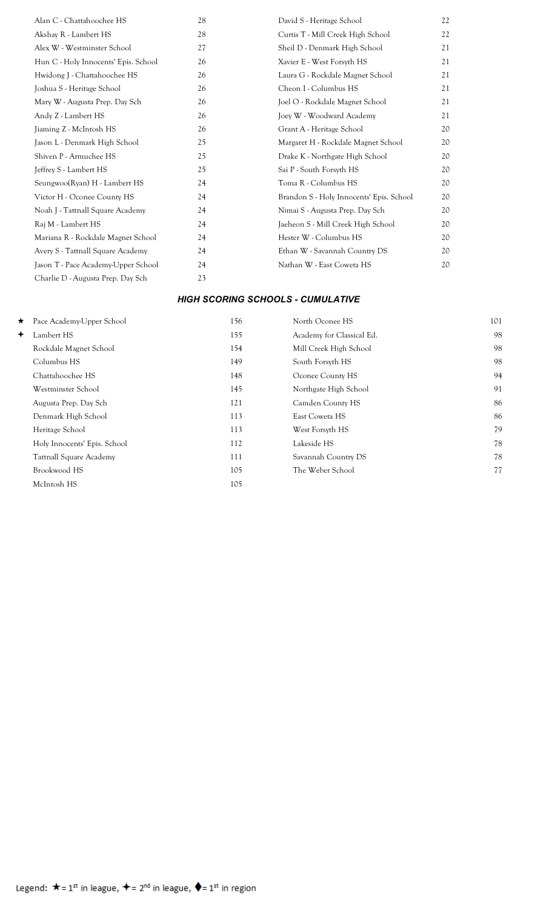| | | | |
|---|---|---|---|
| Alan C - Chattahoochee HS | 28 | David S - Heritage School | 22 |
| Akshay R - Lambert HS | 28 | Curtis T - Mill Creek High School | 22 |
| Alex W - Westminster School | 27 | Sheil D - Denmark High School | 21 |
| Hun C - Holy Innocents' Epis. School | 26 | Xavier E - West Forsyth HS | 21 |
| Hwidong J - Chattahoochee HS | 26 | Laura G - Rockdale Magnet School | 21 |
| Joshua S - Heritage School | 26 | Cheon I - Columbus HS | 21 |
| Mary W - Augusta Prep. Day Sch | 26 | Joel O - Rockdale Magnet School | 21 |
| Andy Z - Lambert HS | 26 | Joey W - Woodward Academy | 21 |
| Jiaming Z - McIntosh HS | 26 | Grant A - Heritage School | 20 |
| Jason L - Denmark High School | 25 | Margaret H - Rockdale Magnet School | 20 |
| Shiven P - Armuchee HS | 25 | Drake K - Northgate High School | 20 |
| Jeffrey S - Lambert HS | 25 | Sai P - South Forsyth HS | 20 |
| Seungwoo(Ryan) H - Lambert HS | 24 | Toma R - Columbus HS | 20 |
| Victor H - Oconee County HS | 24 | Brandon S - Holy Innocents' Epis. School | 20 |
| Noah J - Tattnall Square Academy | 24 | Nimai S - Augusta Prep. Day Sch | 20 |
| Raj M - Lambert HS | 24 | Jaeheon S - Mill Creek High School | 20 |
| Mariana R - Rockdale Magnet School | 24 | Hester W - Columbus HS | 20 |
| Avery S - Tattnall Square Academy | 24 | Ethan W - Savannah Country DS | 20 |
| Jason T - Pace Academy-Upper School | 24 | Nathan W - East Coweta HS | 20 |
| Charlie D - Augusta Prep. Day Sch | 23 | | |

### *HIGH SCORING SCHOOLS - CUMULATIVE*

| | | | | |
|---|---|---|---|---|
| ★ | Pace Academy-Upper School | 156 | North Oconee HS | 101 |
| ✦ | Lambert HS | 155 | Academy for Classical Ed. | 98 |
| | Rockdale Magnet School | 154 | Mill Creek High School | 98 |
| | Columbus HS | 149 | South Forsyth HS | 98 |
| | Chattahoochee HS | 148 | Oconee County HS | 94 |
| | Westminster School | 145 | Northgate High School | 91 |
| | Augusta Prep. Day Sch | 121 | Camden County HS | 86 |
| | Denmark High School | 113 | East Coweta HS | 86 |
| | Heritage School | 113 | West Forsyth HS | 79 |
| | Holy Innocents' Epis. School | 112 | Lakeside HS | 78 |
| | Tattnall Square Academy | 111 | Savannah Country DS | 78 |
| | Brookwood HS | 105 | The Weber School | 77 |
| | McIntosh HS | 105 | | |

Legend: ★ = 1st in league, ✦ = 2nd in league, ♦ = 1st in region